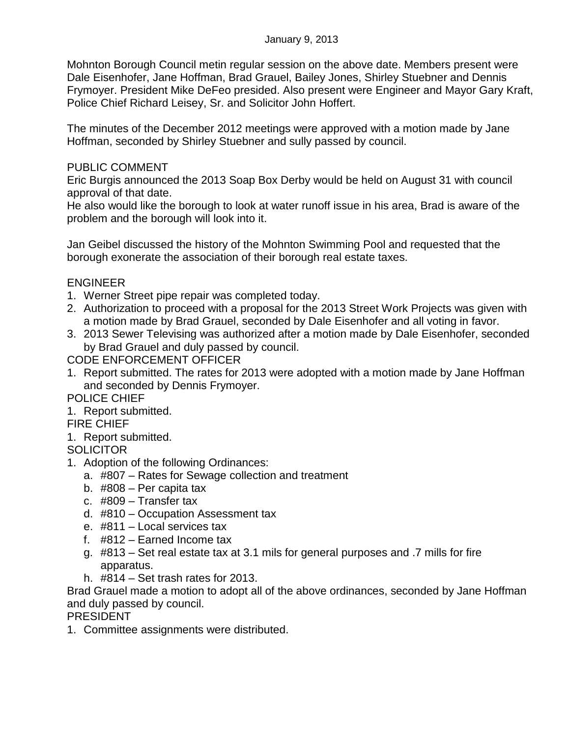January 9, 2013

Mohnton Borough Council metin regular session on the above date. Members present were Dale Eisenhofer, Jane Hoffman, Brad Grauel, Bailey Jones, Shirley Stuebner and Dennis Frymoyer. President Mike DeFeo presided. Also present were Engineer and Mayor Gary Kraft, Police Chief Richard Leisey, Sr. and Solicitor John Hoffert.

The minutes of the December 2012 meetings were approved with a motion made by Jane Hoffman, seconded by Shirley Stuebner and sully passed by council.

PUBLIC COMMENT

Eric Burgis announced the 2013 Soap Box Derby would be held on August 31 with council approval of that date.

He also would like the borough to look at water runoff issue in his area, Brad is aware of the problem and the borough will look into it.

Jan Geibel discussed the history of the Mohnton Swimming Pool and requested that the borough exonerate the association of their borough real estate taxes.

ENGINEER

1. Werner Street pipe repair was completed today.
2. Authorization to proceed with a proposal for the 2013 Street Work Projects was given with a motion made by Brad Grauel, seconded by Dale Eisenhofer and all voting in favor.
3. 2013 Sewer Televising was authorized after a motion made by Dale Eisenhofer, seconded by Brad Grauel and duly passed by council.

CODE ENFORCEMENT OFFICER

1. Report submitted. The rates for 2013 were adopted with a motion made by Jane Hoffman and seconded by Dennis Frymoyer.

POLICE CHIEF

1. Report submitted.

FIRE CHIEF

1. Report submitted.

SOLICITOR

1. Adoption of the following Ordinances:
   a. #807 – Rates for Sewage collection and treatment
   b. #808 – Per capita tax
   c. #809 – Transfer tax
   d. #810 – Occupation Assessment tax
   e. #811 – Local services tax
   f. #812 – Earned Income tax
   g. #813 – Set real estate tax at 3.1 mils for general purposes and .7 mills for fire apparatus.
   h. #814 – Set trash rates for 2013.

Brad Grauel made a motion to adopt all of the above ordinances, seconded by Jane Hoffman and duly passed by council.

PRESIDENT

1. Committee assignments were distributed.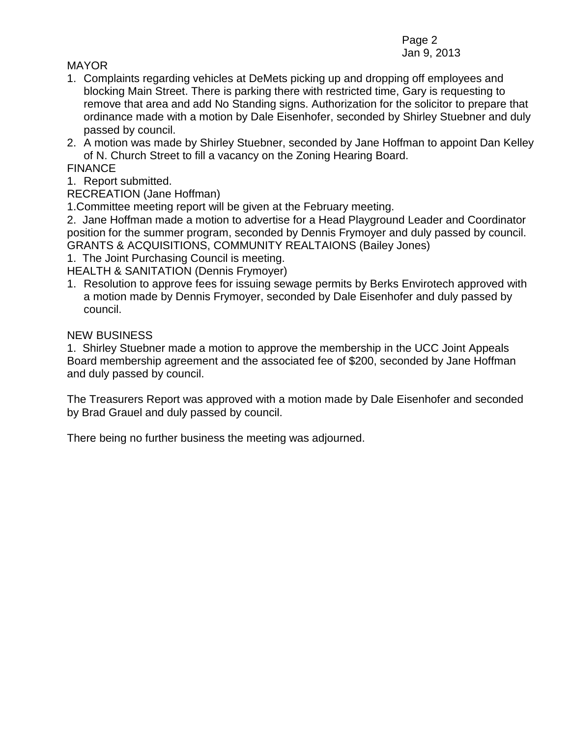MAYOR

1. Complaints regarding vehicles at DeMets picking up and dropping off employees and blocking Main Street. There is parking there with restricted time, Gary is requesting to remove that area and add No Standing signs. Authorization for the solicitor to prepare that ordinance made with a motion by Dale Eisenhofer, seconded by Shirley Stuebner and duly passed by council.
2. A motion was made by Shirley Stuebner, seconded by Jane Hoffman to appoint Dan Kelley of N. Church Street to fill a vacancy on the Zoning Hearing Board.

FINANCE

1. Report submitted.

RECREATION (Jane Hoffman)

1.Committee meeting report will be given at the February meeting.

2. Jane Hoffman made a motion to advertise for a Head Playground Leader and Coordinator position for the summer program, seconded by Dennis Frymoyer and duly passed by council.

GRANTS & ACQUISITIONS, COMMUNITY REALTAIONS (Bailey Jones)

1. The Joint Purchasing Council is meeting.

HEALTH & SANITATION (Dennis Frymoyer)

1. Resolution to approve fees for issuing sewage permits by Berks Envirotech approved with a motion made by Dennis Frymoyer, seconded by Dale Eisenhofer and duly passed by council.

NEW BUSINESS

1. Shirley Stuebner made a motion to approve the membership in the UCC Joint Appeals Board membership agreement and the associated fee of $200, seconded by Jane Hoffman and duly passed by council.

The Treasurers Report was approved with a motion made by Dale Eisenhofer and seconded by Brad Grauel and duly passed by council.

There being no further business the meeting was adjourned.